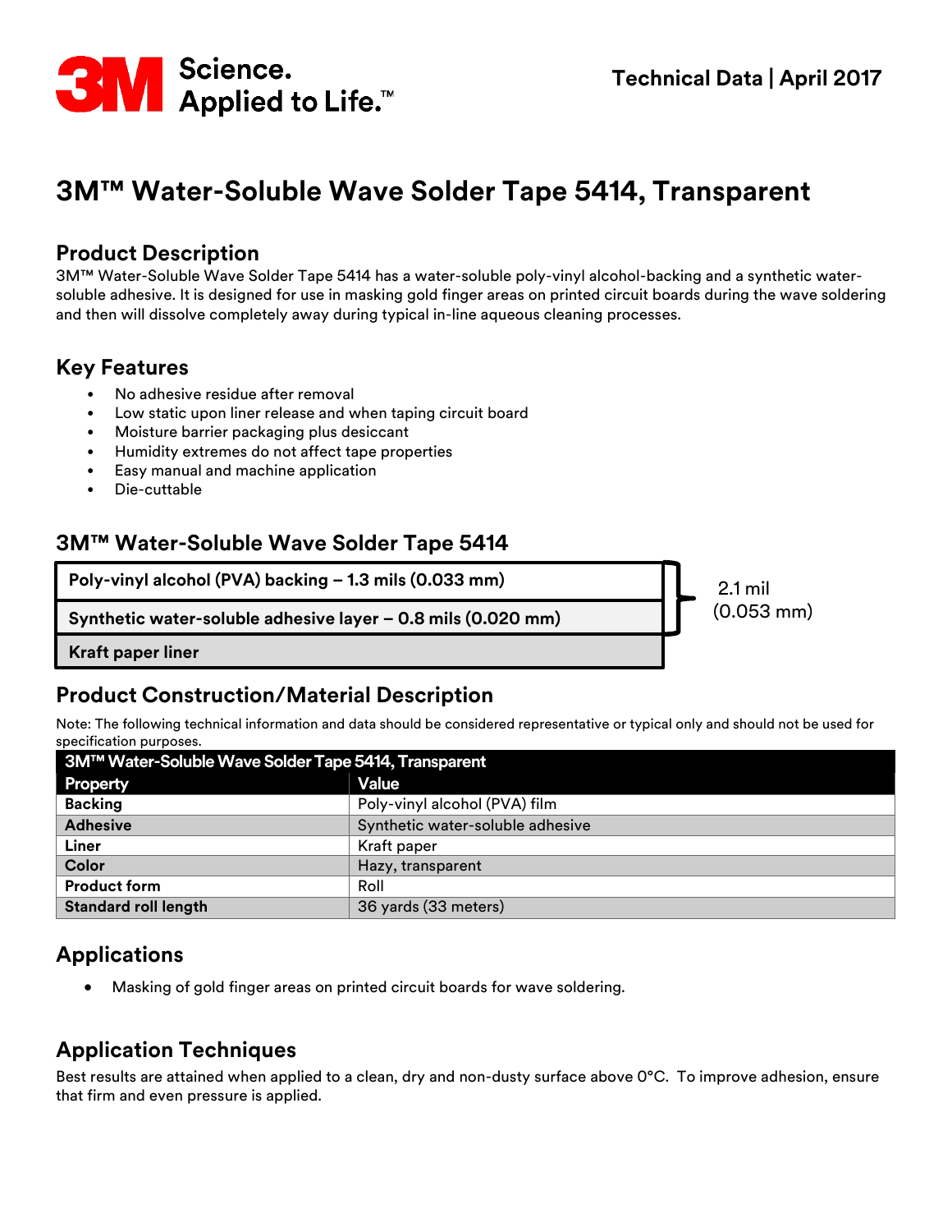3M Science. Applied to Life.™

Technical Data | April 2017

# 3M™ Water-Soluble Wave Solder Tape 5414, Transparent

## Product Description

3M™ Water-Soluble Wave Solder Tape 5414 has a water-soluble poly-vinyl alcohol-backing and a synthetic water-soluble adhesive. It is designed for use in masking gold finger areas on printed circuit boards during the wave soldering and then will dissolve completely away during typical in-line aqueous cleaning processes.

## Key Features

- No adhesive residue after removal
- Low static upon liner release and when taping circuit board
- Moisture barrier packaging plus desiccant
- Humidity extremes do not affect tape properties
- Easy manual and machine application
- Die-cuttable

## 3M™ Water-Soluble Wave Solder Tape 5414

| Layer | Total |
|---|---|
| **Poly-vinyl alcohol (PVA) backing – 1.3 mils (0.033 mm)** | 2.1 mil (0.053 mm) |
| **Synthetic water-soluble adhesive layer – 0.8 mils (0.020 mm)** | |
| **Kraft paper liner** | |

## Product Construction/Material Description

Note: The following technical information and data should be considered representative or typical only and should not be used for specification purposes.

| 3M™ Water-Soluble Wave Solder Tape 5414, Transparent | |
|---|---|
| **Property** | **Value** |
| **Backing** | Poly-vinyl alcohol (PVA) film |
| **Adhesive** | Synthetic water-soluble adhesive |
| **Liner** | Kraft paper |
| **Color** | Hazy, transparent |
| **Product form** | Roll |
| **Standard roll length** | 36 yards (33 meters) |

## Applications

- Masking of gold finger areas on printed circuit boards for wave soldering.

## Application Techniques

Best results are attained when applied to a clean, dry and non-dusty surface above 0°C. To improve adhesion, ensure that firm and even pressure is applied.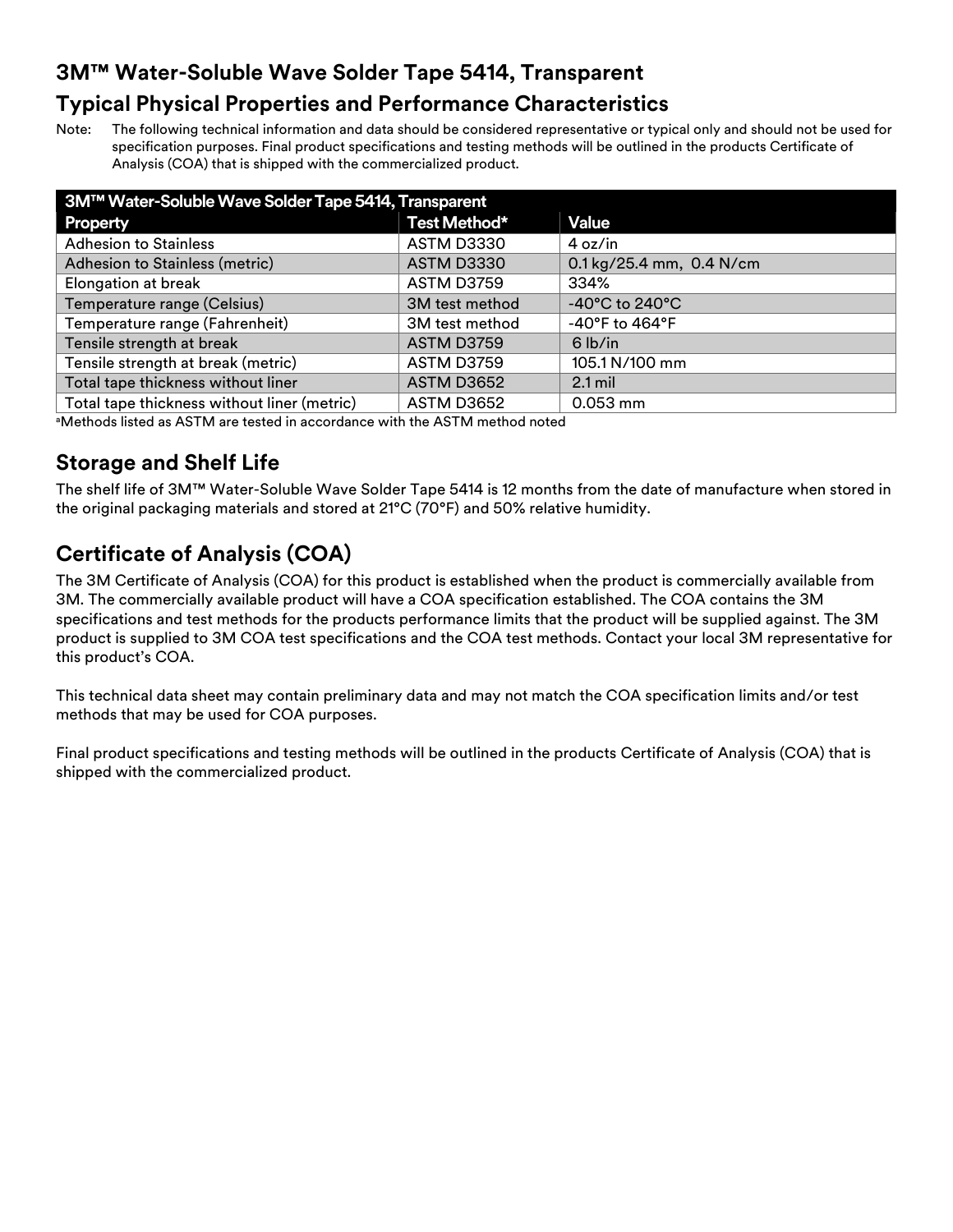## 3M™ Water-Soluble Wave Solder Tape 5414, Transparent

## Typical Physical Properties and Performance Characteristics

Note: The following technical information and data should be considered representative or typical only and should not be used for specification purposes. Final product specifications and testing methods will be outlined in the products Certificate of Analysis (COA) that is shipped with the commercialized product.

| 3M™ Water-Soluble Wave Solder Tape 5414, Transparent | | |
|---|---|---|
| **Property** | **Test Method*** | **Value** |
| Adhesion to Stainless | ASTM D3330 | 4 oz/in |
| Adhesion to Stainless (metric) | ASTM D3330 | 0.1 kg/25.4 mm, 0.4 N/cm |
| Elongation at break | ASTM D3759 | 334% |
| Temperature range (Celsius) | 3M test method | -40°C to 240°C |
| Temperature range (Fahrenheit) | 3M test method | -40°F to 464°F |
| Tensile strength at break | ASTM D3759 | 6 lb/in |
| Tensile strength at break (metric) | ASTM D3759 | 105.1 N/100 mm |
| Total tape thickness without liner | ASTM D3652 | 2.1 mil |
| Total tape thickness without liner (metric) | ASTM D3652 | 0.053 mm |

[a]Methods listed as ASTM are tested in accordance with the ASTM method noted

## Storage and Shelf Life

The shelf life of 3M™ Water-Soluble Wave Solder Tape 5414 is 12 months from the date of manufacture when stored in the original packaging materials and stored at 21°C (70°F) and 50% relative humidity.

## Certificate of Analysis (COA)

The 3M Certificate of Analysis (COA) for this product is established when the product is commercially available from 3M. The commercially available product will have a COA specification established. The COA contains the 3M specifications and test methods for the products performance limits that the product will be supplied against. The 3M product is supplied to 3M COA test specifications and the COA test methods. Contact your local 3M representative for this product's COA.

This technical data sheet may contain preliminary data and may not match the COA specification limits and/or test methods that may be used for COA purposes.

Final product specifications and testing methods will be outlined in the products Certificate of Analysis (COA) that is shipped with the commercialized product.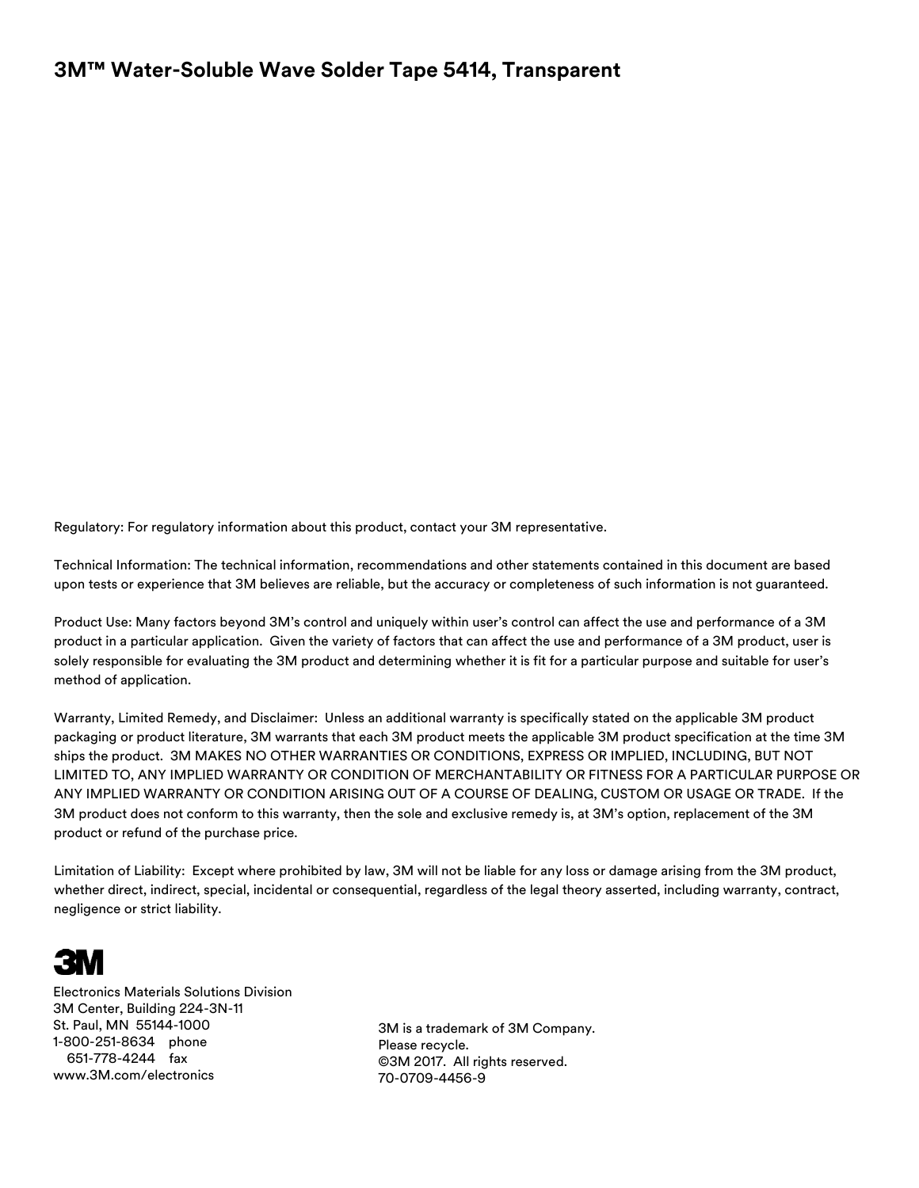# 3M™ Water-Soluble Wave Solder Tape 5414, Transparent

Regulatory: For regulatory information about this product, contact your 3M representative.

Technical Information: The technical information, recommendations and other statements contained in this document are based upon tests or experience that 3M believes are reliable, but the accuracy or completeness of such information is not guaranteed.

Product Use: Many factors beyond 3M's control and uniquely within user's control can affect the use and performance of a 3M product in a particular application. Given the variety of factors that can affect the use and performance of a 3M product, user is solely responsible for evaluating the 3M product and determining whether it is fit for a particular purpose and suitable for user's method of application.

Warranty, Limited Remedy, and Disclaimer: Unless an additional warranty is specifically stated on the applicable 3M product packaging or product literature, 3M warrants that each 3M product meets the applicable 3M product specification at the time 3M ships the product. 3M MAKES NO OTHER WARRANTIES OR CONDITIONS, EXPRESS OR IMPLIED, INCLUDING, BUT NOT LIMITED TO, ANY IMPLIED WARRANTY OR CONDITION OF MERCHANTABILITY OR FITNESS FOR A PARTICULAR PURPOSE OR ANY IMPLIED WARRANTY OR CONDITION ARISING OUT OF A COURSE OF DEALING, CUSTOM OR USAGE OR TRADE. If the 3M product does not conform to this warranty, then the sole and exclusive remedy is, at 3M's option, replacement of the 3M product or refund of the purchase price.

Limitation of Liability: Except where prohibited by law, 3M will not be liable for any loss or damage arising from the 3M product, whether direct, indirect, special, incidental or consequential, regardless of the legal theory asserted, including warranty, contract, negligence or strict liability.

3M

Electronics Materials Solutions Division
3M Center, Building 224-3N-11
St. Paul, MN 55144-1000
1-800-251-8634 phone
651-778-4244 fax
www.3M.com/electronics

3M is a trademark of 3M Company.
Please recycle.
©3M 2017. All rights reserved.
70-0709-4456-9